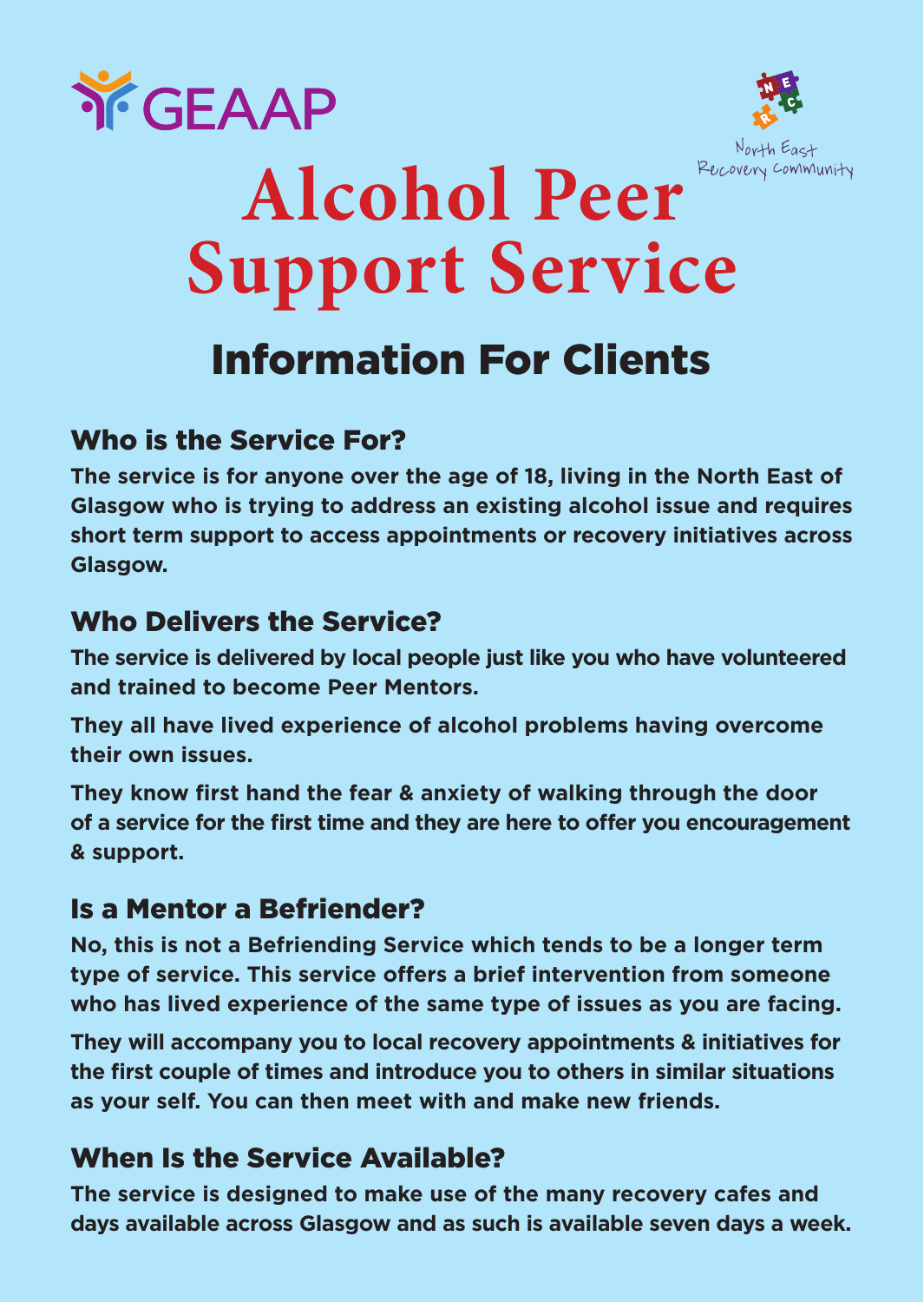GEAAP

North East Recovery Community

# Alcohol Peer Support Service

## Information For Clients

### Who is the Service For?

**The service is for anyone over the age of 18, living in the North East of Glasgow who is trying to address an existing alcohol issue and requires short term support to access appointments or recovery initiatives across Glasgow.**

### Who Delivers the Service?

**The service is delivered by local people just like you who have volunteered and trained to become Peer Mentors.**

**They all have lived experience of alcohol problems having overcome their own issues.**

**They know first hand the fear & anxiety of walking through the door of a service for the first time and they are here to offer you encouragement & support.**

### Is a Mentor a Befriender?

**No, this is not a Befriending Service which tends to be a longer term type of service. This service offers a brief intervention from someone who has lived experience of the same type of issues as you are facing.**

**They will accompany you to local recovery appointments & initiatives for the first couple of times and introduce you to others in similar situations as your self. You can then meet with and make new friends.**

### When Is the Service Available?

**The service is designed to make use of the many recovery cafes and days available across Glasgow and as such is available seven days a week.**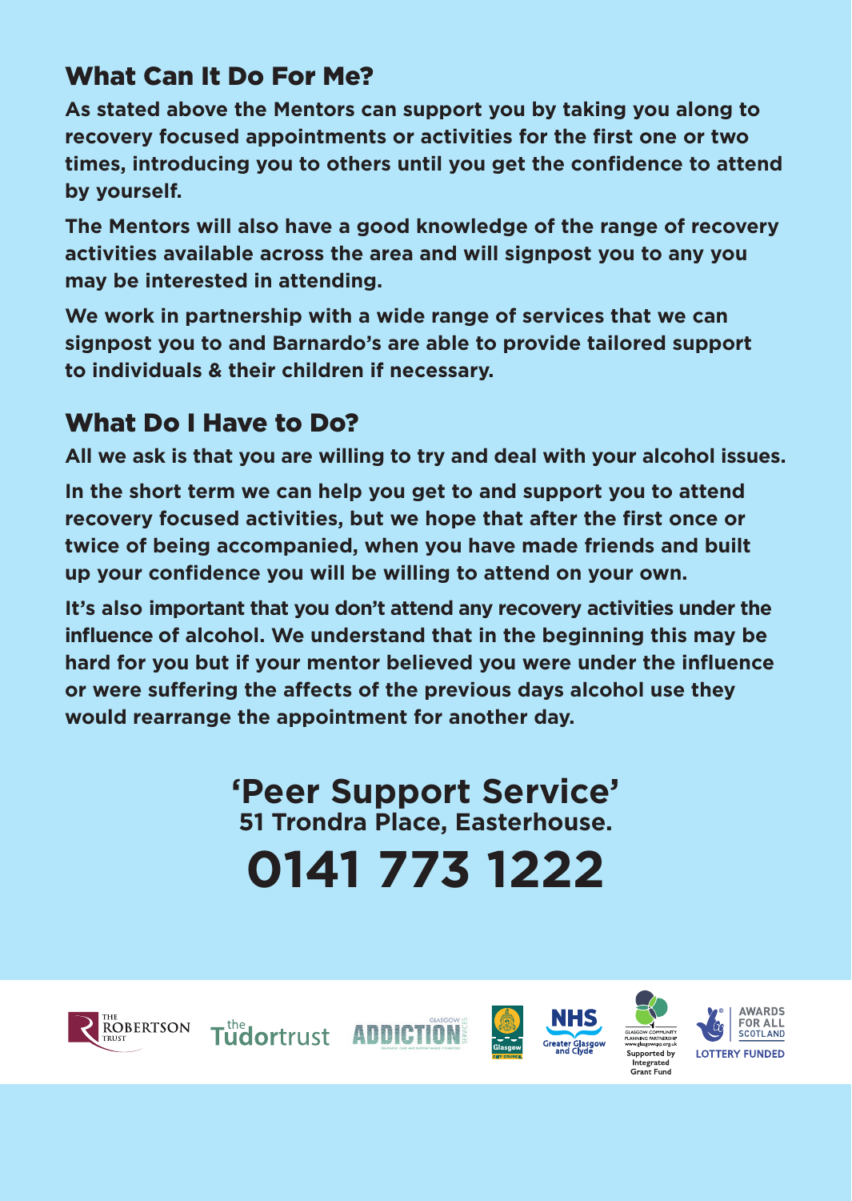## What Can It Do For Me?

**As stated above the Mentors can support you by taking you along to recovery focused appointments or activities for the first one or two times, introducing you to others until you get the confidence to attend by yourself.**

**The Mentors will also have a good knowledge of the range of recovery activities available across the area and will signpost you to any you may be interested in attending.**

**We work in partnership with a wide range of services that we can signpost you to and Barnardo's are able to provide tailored support to individuals & their children if necessary.**

## What Do I Have to Do?

**All we ask is that you are willing to try and deal with your alcohol issues.**

**In the short term we can help you get to and support you to attend recovery focused activities, but we hope that after the first once or twice of being accompanied, when you have made friends and built up your confidence you will be willing to attend on your own.**

**It's also important that you don't attend any recovery activities under the influence of alcohol. We understand that in the beginning this may be hard for you but if your mentor believed you were under the influence or were suffering the affects of the previous days alcohol use they would rearrange the appointment for another day.**

# 'Peer Support Service'

**51 Trondra Place, Easterhouse.**

# 0141 773 1222

THE ROBERTSON TRUST

the Tudortrust

GLASGOW ADDICTION SERVICES

Glasgow City Council

NHS Greater Glasgow and Clyde

Glasgow Community Planning Partnership www.glasgowcpp.org.uk Supported by Integrated Grant Fund

AWARDS FOR ALL SCOTLAND LOTTERY FUNDED